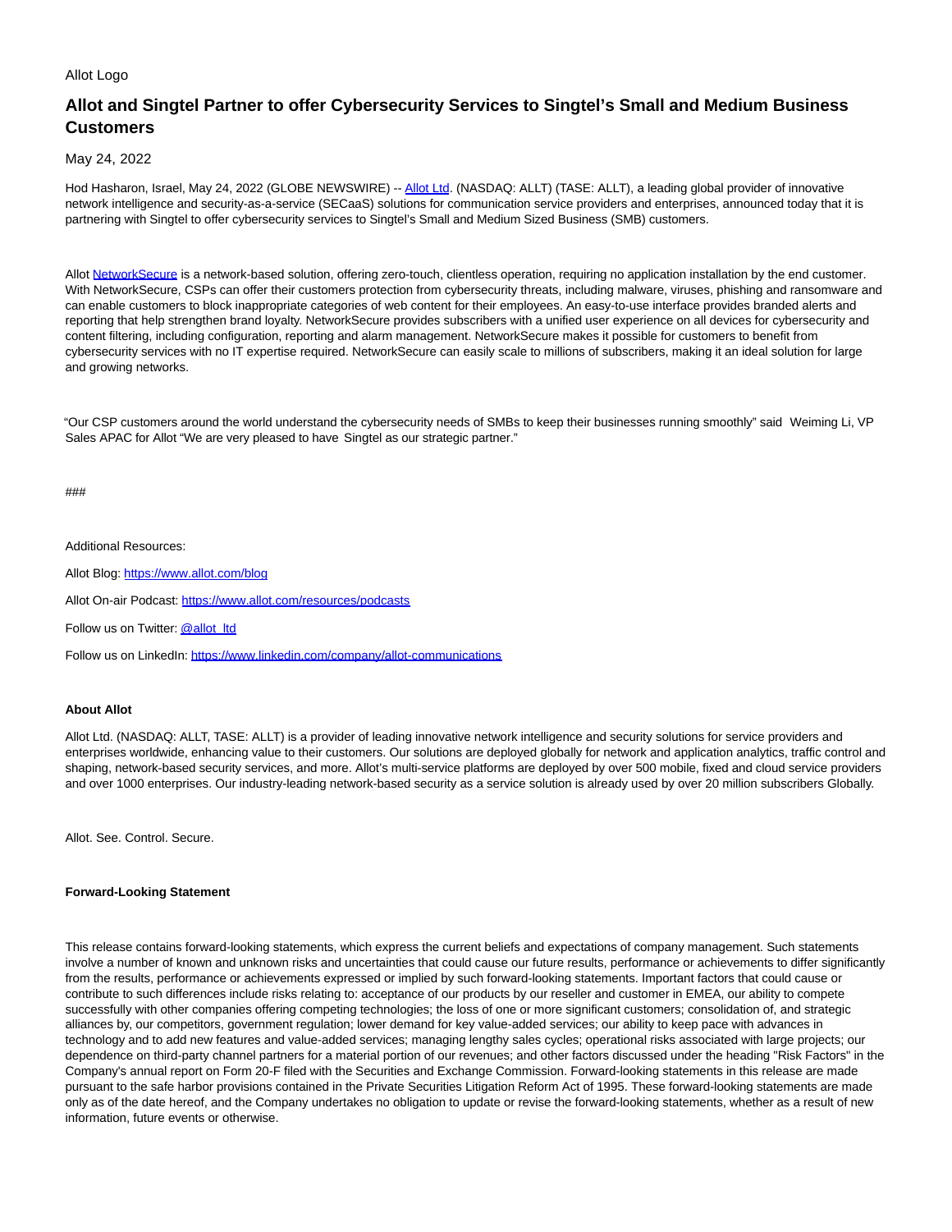Allot Logo

# Allot and Singtel Partner to offer Cybersecurity Services to Singtel's Small and Medium Business Customers

May 24, 2022

Hod Hasharon, Israel, May 24, 2022 (GLOBE NEWSWIRE) -- Allot Ltd. (NASDAQ: ALLT) (TASE: ALLT), a leading global provider of innovative network intelligence and security-as-a-service (SECaaS) solutions for communication service providers and enterprises, announced today that it is partnering with Singtel to offer cybersecurity services to Singtel's Small and Medium Sized Business (SMB) customers.

Allot NetworkSecure is a network-based solution, offering zero-touch, clientless operation, requiring no application installation by the end customer. With NetworkSecure, CSPs can offer their customers protection from cybersecurity threats, including malware, viruses, phishing and ransomware and can enable customers to block inappropriate categories of web content for their employees. An easy-to-use interface provides branded alerts and reporting that help strengthen brand loyalty. NetworkSecure provides subscribers with a unified user experience on all devices for cybersecurity and content filtering, including configuration, reporting and alarm management. NetworkSecure makes it possible for customers to benefit from cybersecurity services with no IT expertise required. NetworkSecure can easily scale to millions of subscribers, making it an ideal solution for large and growing networks.

"Our CSP customers around the world understand the cybersecurity needs of SMBs to keep their businesses running smoothly" said Weiming Li, VP Sales APAC for Allot "We are very pleased to have Singtel as our strategic partner."

###

Additional Resources:

Allot Blog: https://www.allot.com/blog

Allot On-air Podcast: https://www.allot.com/resources/podcasts

Follow us on Twitter: @allot_ltd

Follow us on LinkedIn: https://www.linkedin.com/company/allot-communications

**About Allot**

Allot Ltd. (NASDAQ: ALLT, TASE: ALLT) is a provider of leading innovative network intelligence and security solutions for service providers and enterprises worldwide, enhancing value to their customers. Our solutions are deployed globally for network and application analytics, traffic control and shaping, network-based security services, and more. Allot's multi-service platforms are deployed by over 500 mobile, fixed and cloud service providers and over 1000 enterprises. Our industry-leading network-based security as a service solution is already used by over 20 million subscribers Globally.

Allot. See. Control. Secure.

**Forward-Looking Statement**

This release contains forward-looking statements, which express the current beliefs and expectations of company management. Such statements involve a number of known and unknown risks and uncertainties that could cause our future results, performance or achievements to differ significantly from the results, performance or achievements expressed or implied by such forward-looking statements. Important factors that could cause or contribute to such differences include risks relating to: acceptance of our products by our reseller and customer in EMEA, our ability to compete successfully with other companies offering competing technologies; the loss of one or more significant customers; consolidation of, and strategic alliances by, our competitors, government regulation; lower demand for key value-added services; our ability to keep pace with advances in technology and to add new features and value-added services; managing lengthy sales cycles; operational risks associated with large projects; our dependence on third-party channel partners for a material portion of our revenues; and other factors discussed under the heading "Risk Factors" in the Company's annual report on Form 20-F filed with the Securities and Exchange Commission. Forward-looking statements in this release are made pursuant to the safe harbor provisions contained in the Private Securities Litigation Reform Act of 1995. These forward-looking statements are made only as of the date hereof, and the Company undertakes no obligation to update or revise the forward-looking statements, whether as a result of new information, future events or otherwise.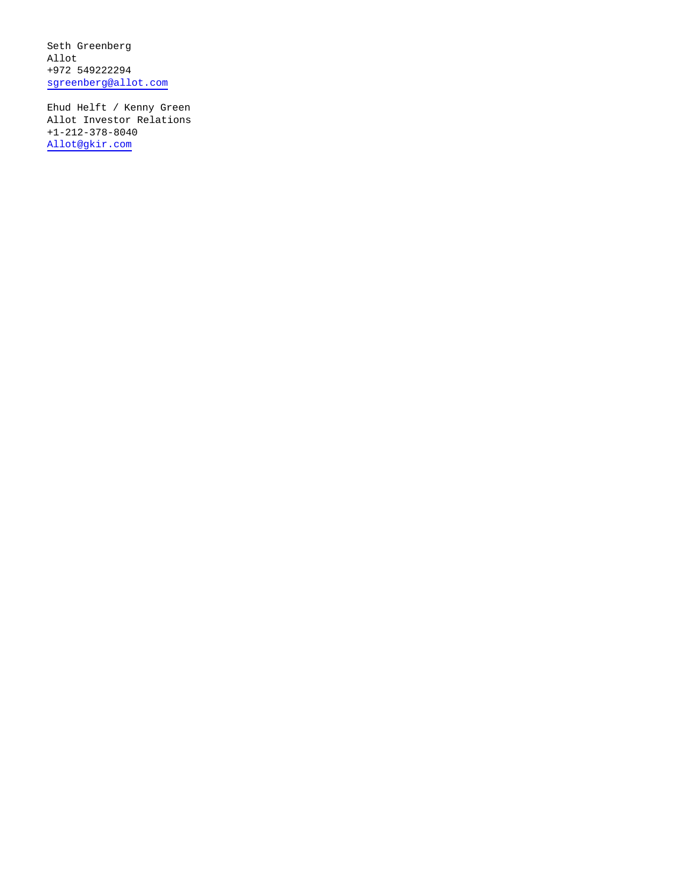Seth Greenberg
Allot
+972 549222294
sgreenberg@allot.com

Ehud Helft / Kenny Green
Allot Investor Relations
+1-212-378-8040
Allot@gkir.com